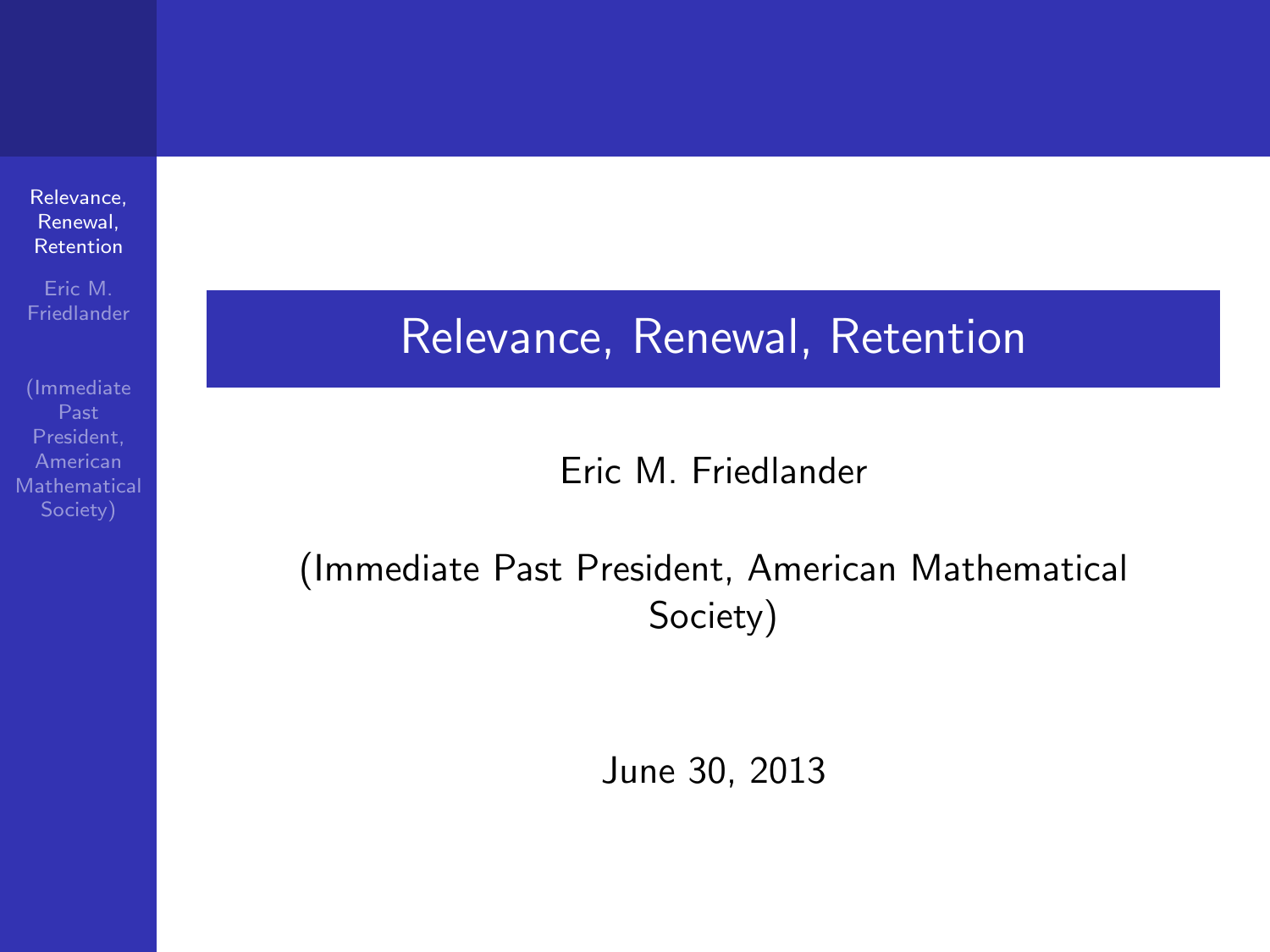# Relevance, Renewal, Retention

Eric M. Friedlander

(Immediate Past President, American Mathematical Society)

June 30, 2013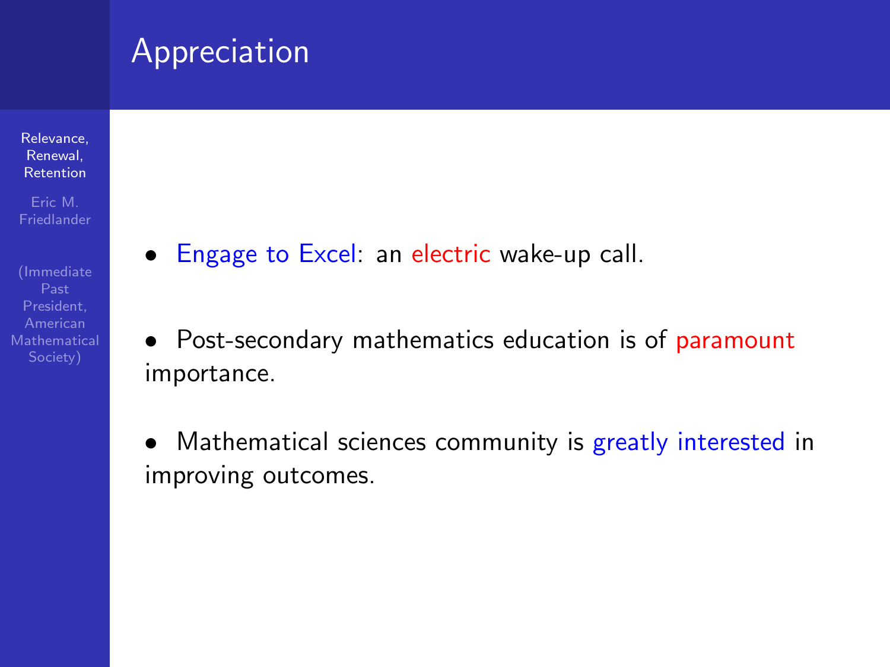# Appreciation

- Engage to Excel: an electric wake-up call.
- Post-secondary mathematics education is of paramount importance.
- Mathematical sciences community is greatly interested in improving outcomes.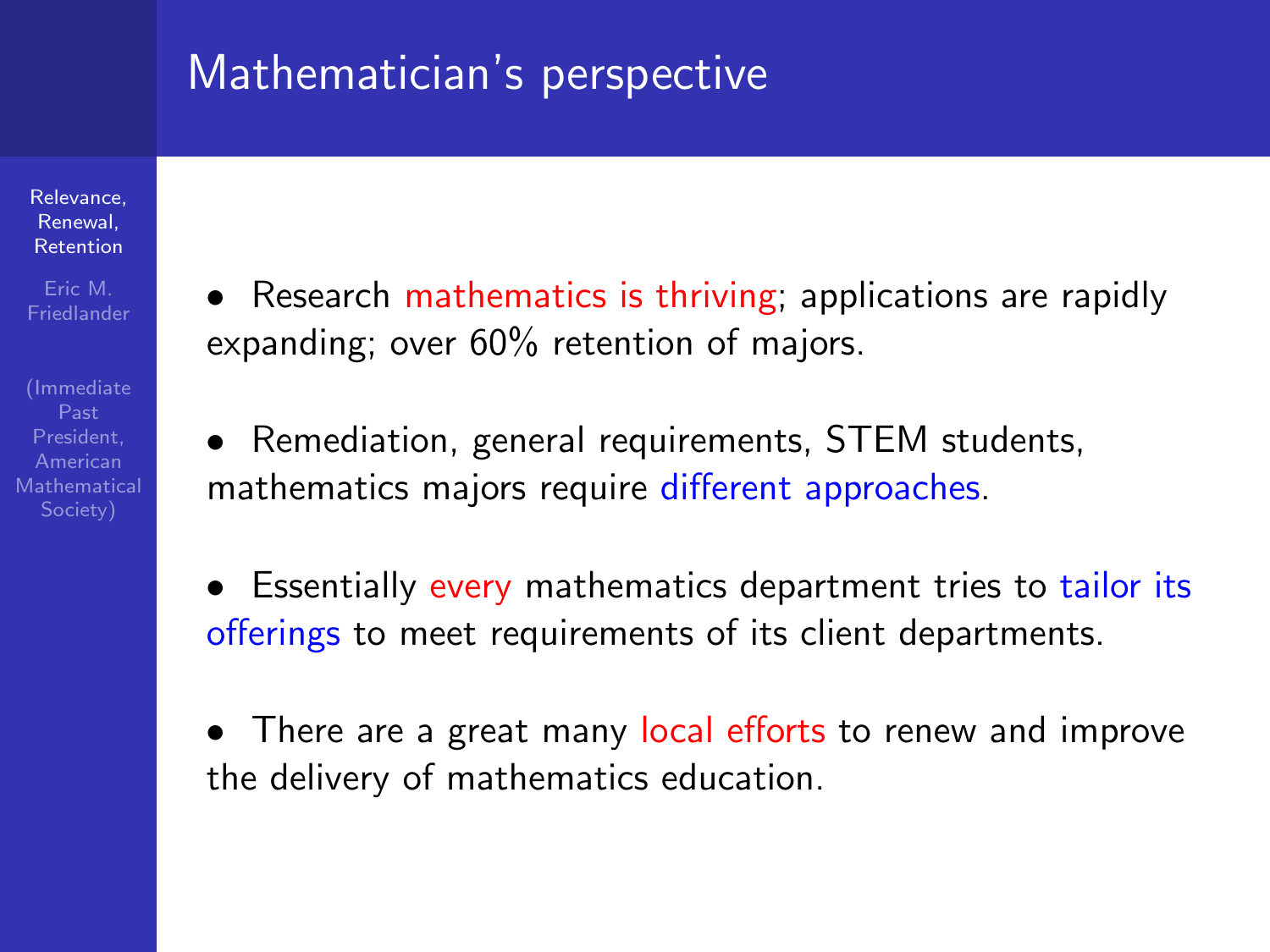## Mathematician's perspective

- Research mathematics is thriving; applications are rapidly expanding; over 60% retention of majors.
- Remediation, general requirements, STEM students, mathematics majors require different approaches.
- Essentially every mathematics department tries to tailor its offerings to meet requirements of its client departments.
- There are a great many local efforts to renew and improve the delivery of mathematics education.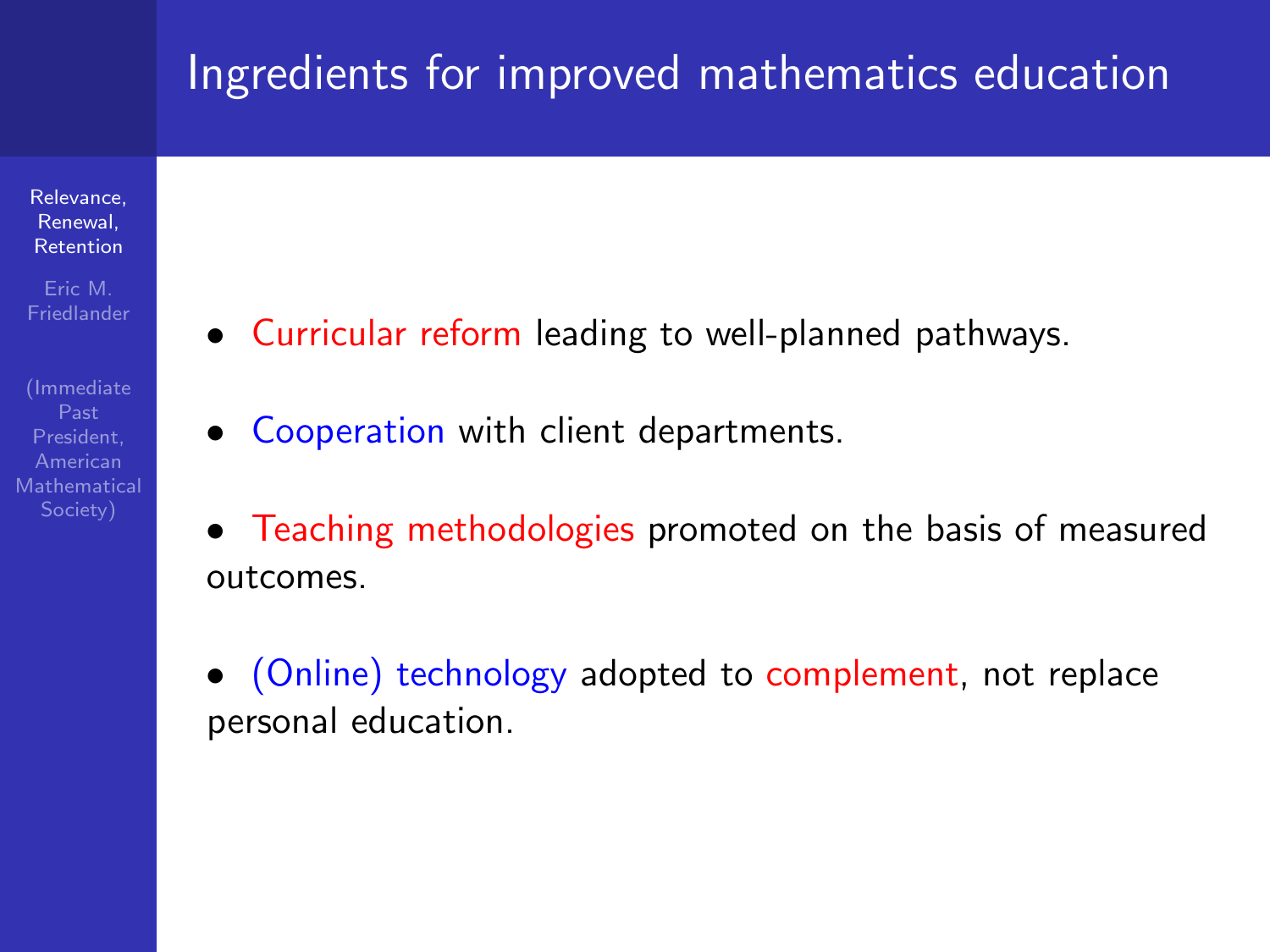# Ingredients for improved mathematics education

- Curricular reform leading to well-planned pathways.
- Cooperation with client departments.
- Teaching methodologies promoted on the basis of measured outcomes.
- (Online) technology adopted to complement, not replace personal education.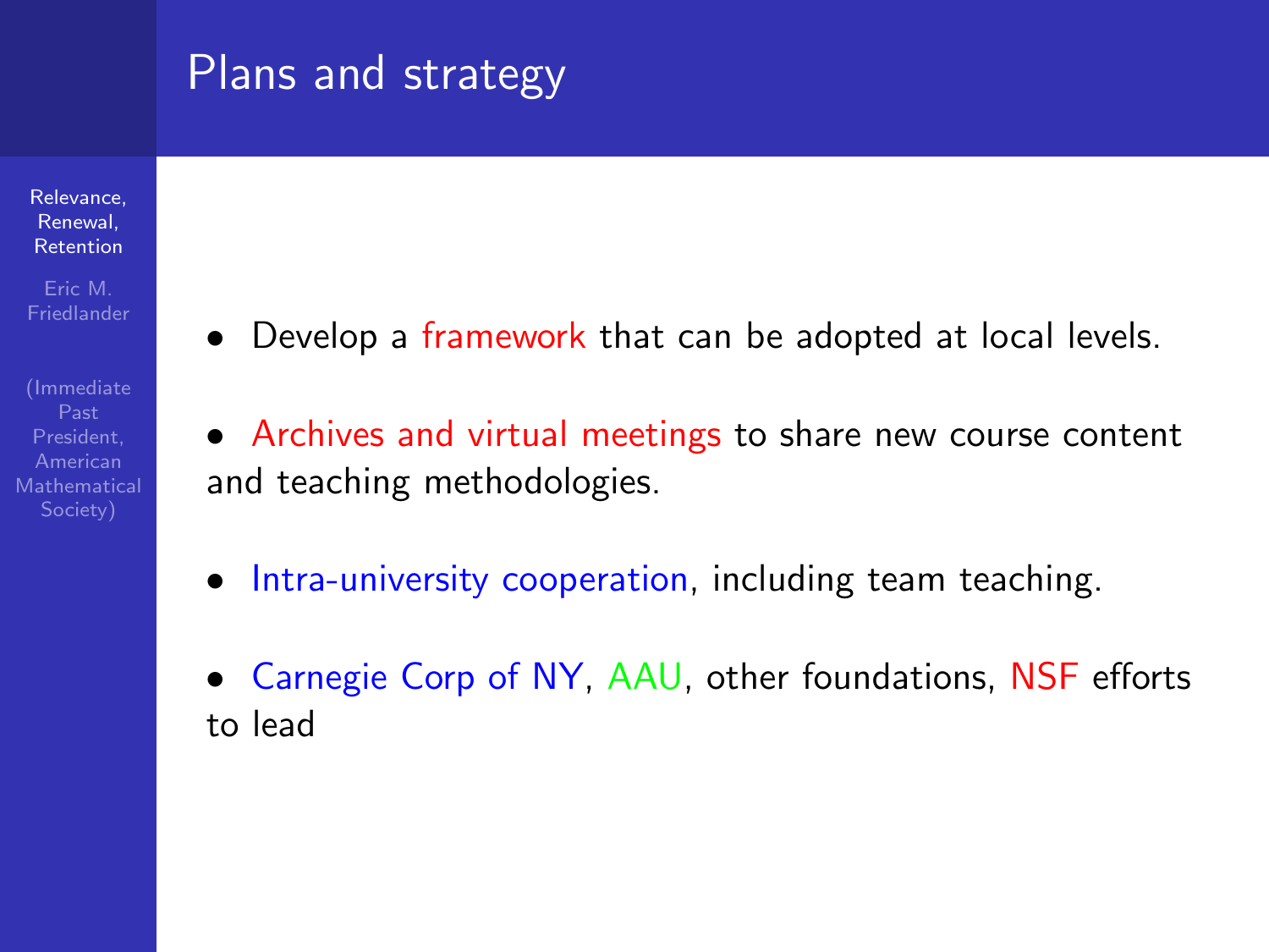## Plans and strategy

- Develop a framework that can be adopted at local levels.
- Archives and virtual meetings to share new course content and teaching methodologies.
- Intra-university cooperation, including team teaching.
- Carnegie Corp of NY, AAU, other foundations, NSF efforts to lead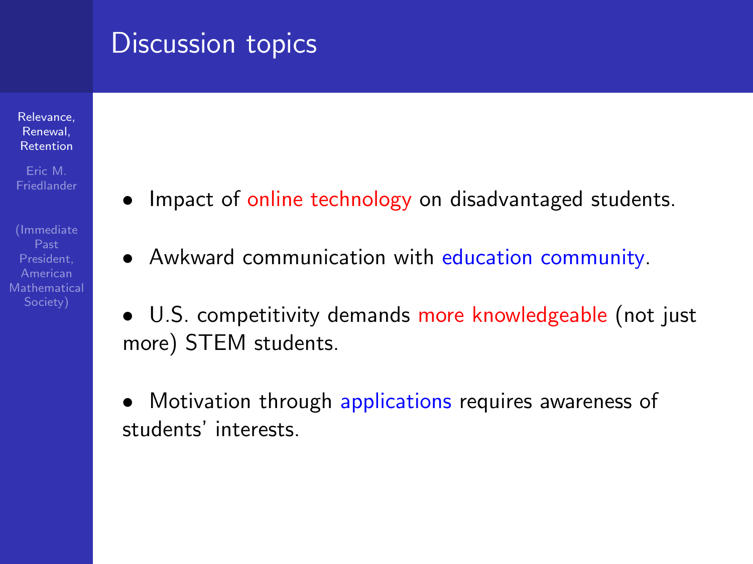# Discussion topics

- Impact of online technology on disadvantaged students.
- Awkward communication with education community.
- U.S. competitivity demands more knowledgeable (not just more) STEM students.
- Motivation through applications requires awareness of students' interests.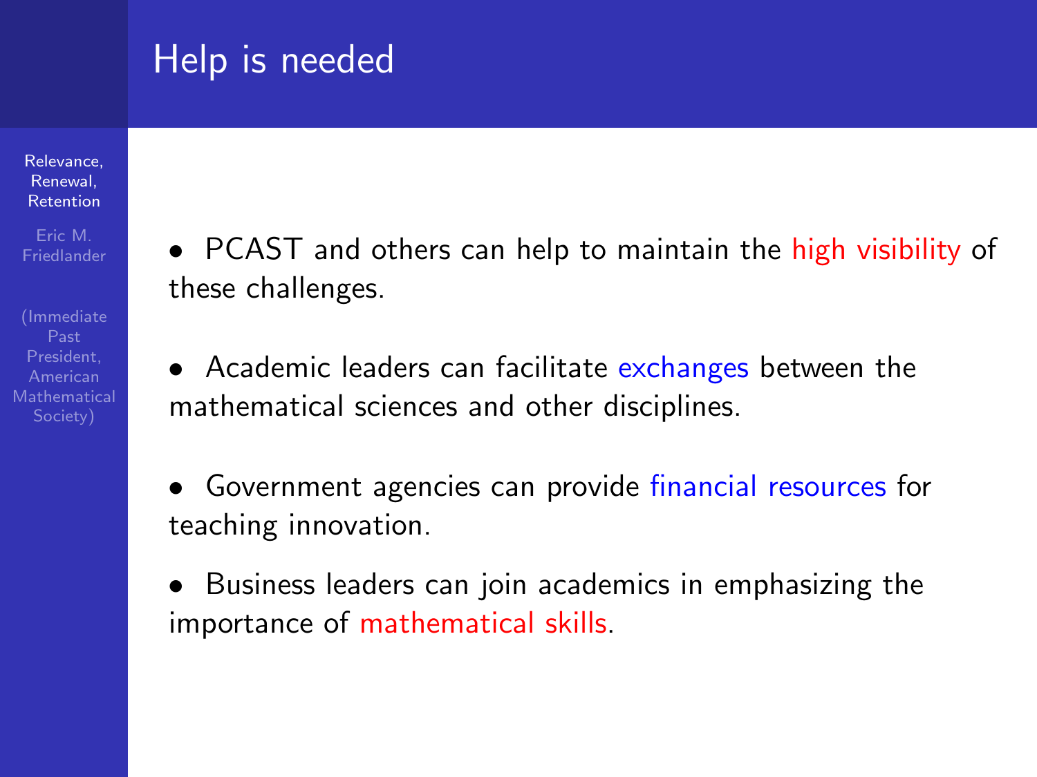# Help is needed

- PCAST and others can help to maintain the high visibility of these challenges.

- Academic leaders can facilitate exchanges between the mathematical sciences and other disciplines.

- Government agencies can provide financial resources for teaching innovation.

- Business leaders can join academics in emphasizing the importance of mathematical skills.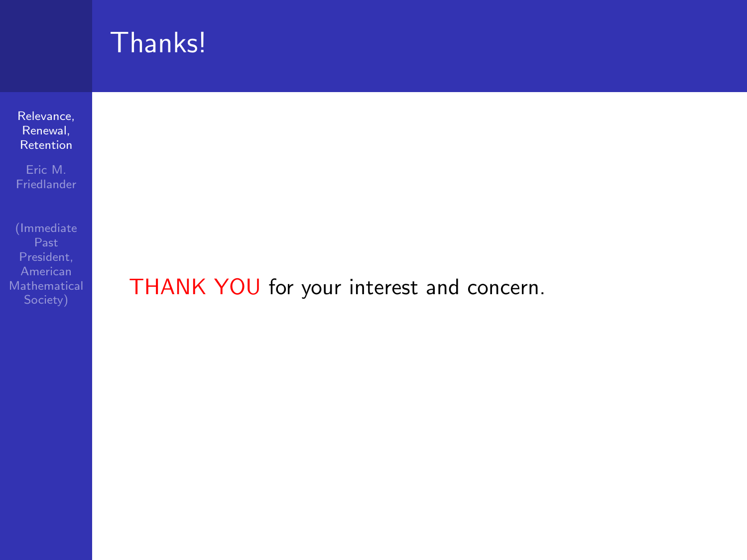# Thanks!

THANK YOU for your interest and concern.